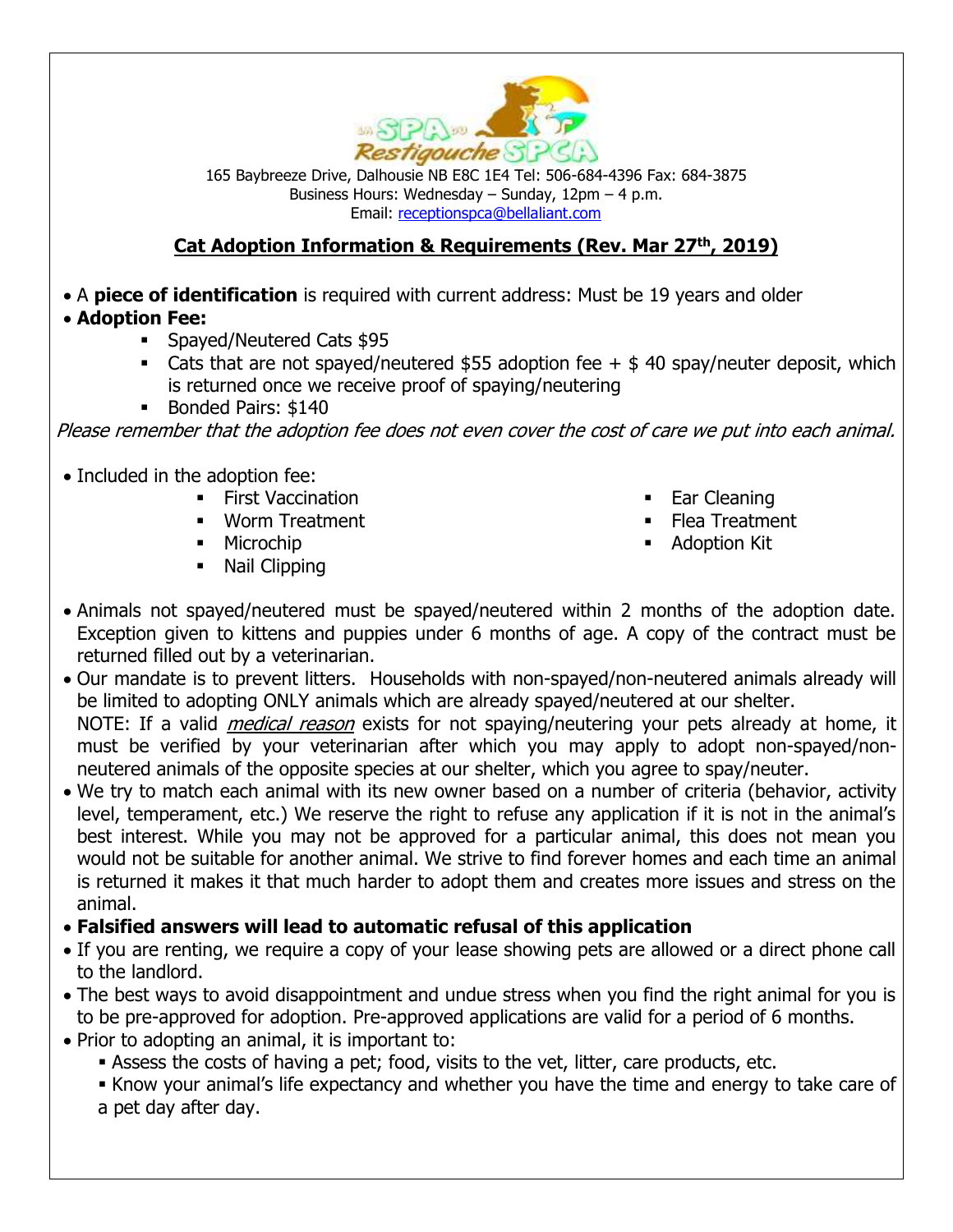165 Baybreeze Drive, Dalhousie NB E8C 1E4 Tel: 506-684-4396 Fax: 684-3875
Business Hours: Wednesday – Sunday, 12pm – 4 p.m.
Email: [receptionspca@bellaliant.com](mailto:receptionspca@bellaliant.com)

## Cat Adoption Information & Requirements (Rev. Mar 27th, 2019)

- A **piece of identification** is required with current address: Must be 19 years and older
- **Adoption Fee:**
  - Spayed/Neutered Cats $95
  - Cats that are not spayed/neutered $55 adoption fee + $ 40 spay/neuter deposit, which is returned once we receive proof of spaying/neutering
  - Bonded Pairs: $140

*Please remember that the adoption fee does not even cover the cost of care we put into each animal.*

- Included in the adoption fee:
  - First Vaccination
  - Worm Treatment
  - Microchip
  - Nail Clipping
  - Ear Cleaning
  - Flea Treatment
  - Adoption Kit

- Animals not spayed/neutered must be spayed/neutered within 2 months of the adoption date. Exception given to kittens and puppies under 6 months of age. A copy of the contract must be returned filled out by a veterinarian.
- Our mandate is to prevent litters. Households with non-spayed/non-neutered animals already will be limited to adopting ONLY animals which are already spayed/neutered at our shelter.
  NOTE: If a valid *medical reason* exists for not spaying/neutering your pets already at home, it must be verified by your veterinarian after which you may apply to adopt non-spayed/non-neutered animals of the opposite species at our shelter, which you agree to spay/neuter.
- We try to match each animal with its new owner based on a number of criteria (behavior, activity level, temperament, etc.) We reserve the right to refuse any application if it is not in the animal's best interest. While you may not be approved for a particular animal, this does not mean you would not be suitable for another animal. We strive to find forever homes and each time an animal is returned it makes it that much harder to adopt them and creates more issues and stress on the animal.
- **Falsified answers will lead to automatic refusal of this application**
- If you are renting, we require a copy of your lease showing pets are allowed or a direct phone call to the landlord.
- The best ways to avoid disappointment and undue stress when you find the right animal for you is to be pre-approved for adoption. Pre-approved applications are valid for a period of 6 months.
- Prior to adopting an animal, it is important to:
  - Assess the costs of having a pet; food, visits to the vet, litter, care products, etc.
  - Know your animal's life expectancy and whether you have the time and energy to take care of a pet day after day.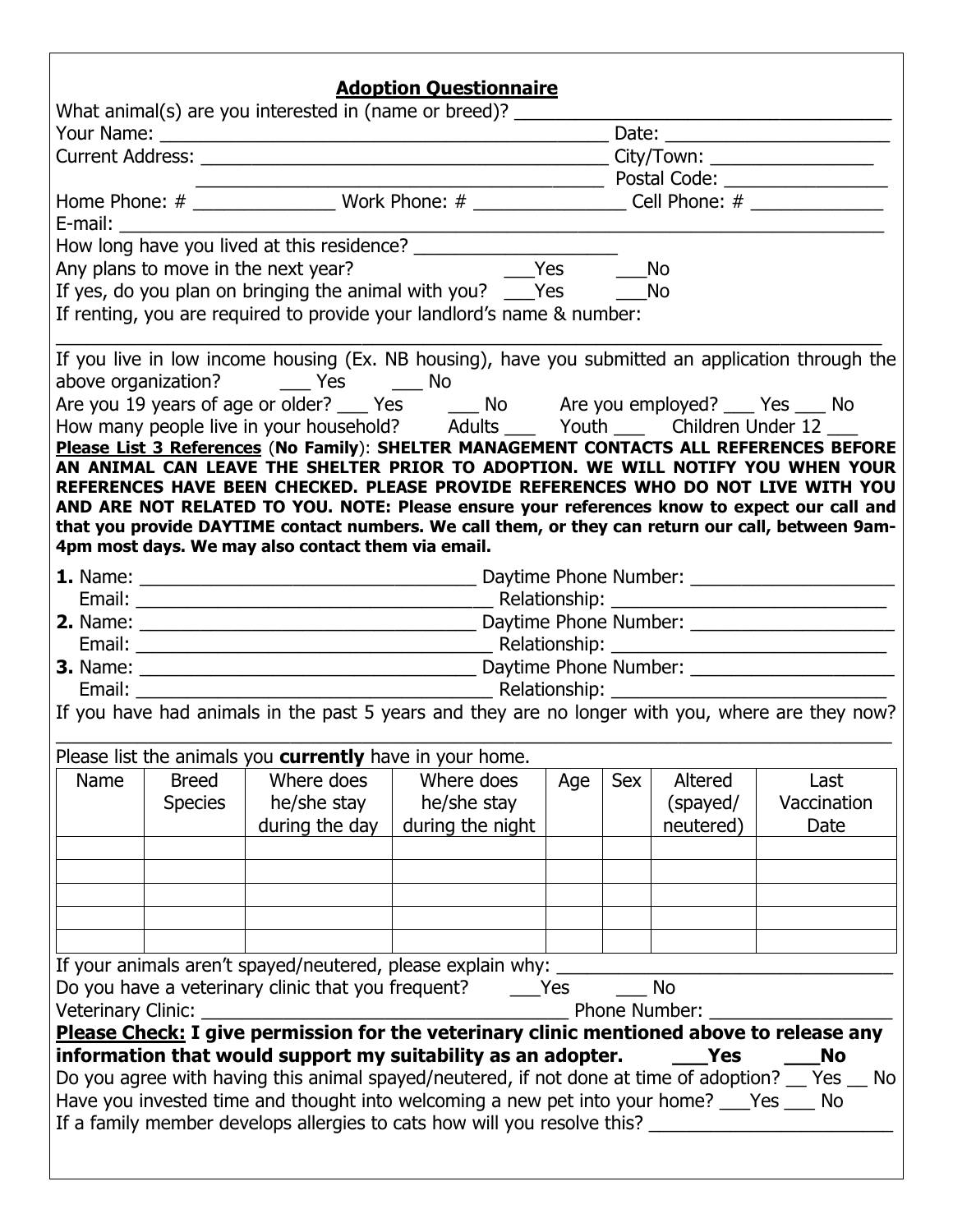## Adoption Questionnaire

What animal(s) are you interested in (name or breed)? ____________________________________

Your Name: ____________________________________________ Date: ______________________

Current Address: ________________________________________ City/Town: ________________

________________________________________ Postal Code: ________________

Home Phone: # ______________ Work Phone: # _______________ Cell Phone: # _____________

E-mail: ________________________________________________________________________________

How long have you lived at this residence? ____________________

Any plans to move in the next year? ___Yes ___No

If yes, do you plan on bringing the animal with you? ___Yes ___No

If renting, you are required to provide your landlord's name & number:

________________________________________________________________________________

If you live in low income housing (Ex. NB housing), have you submitted an application through the above organization? ___ Yes ___ No

Are you 19 years of age or older? ___ Yes ___ No Are you employed? ___ Yes ___ No

How many people live in your household? Adults ___ Youth ___ Children Under 12 ___

**Please List 3 References** (**No Family**): **SHELTER MANAGEMENT CONTACTS ALL REFERENCES BEFORE AN ANIMAL CAN LEAVE THE SHELTER PRIOR TO ADOPTION. WE WILL NOTIFY YOU WHEN YOUR REFERENCES HAVE BEEN CHECKED. PLEASE PROVIDE REFERENCES WHO DO NOT LIVE WITH YOU AND ARE NOT RELATED TO YOU. NOTE: Please ensure your references know to expect our call and that you provide DAYTIME contact numbers. We call them, or they can return our call, between 9am-4pm most days. We may also contact them via email.**

**1.** Name: ________________________________ Daytime Phone Number: ____________________
Email: __________________________________ Relationship: ___________________________

**2.** Name: ________________________________ Daytime Phone Number: ____________________
Email: __________________________________ Relationship: ___________________________

**3.** Name: ________________________________ Daytime Phone Number: ____________________
Email: __________________________________ Relationship: ___________________________

If you have had animals in the past 5 years and they are no longer with you, where are they now?

________________________________________________________________________________

Please list the animals you **currently** have in your home.

| Name | Breed Species | Where does he/she stay during the day | Where does he/she stay during the night | Age | Sex | Altered (spayed/ neutered) | Last Vaccination Date |
|---|---|---|---|---|---|---|---|
| | | | | | | | |
| | | | | | | | |
| | | | | | | | |
| | | | | | | | |
| | | | | | | | |

If your animals aren't spayed/neutered, please explain why: ________________________________

Do you have a veterinary clinic that you frequent? ___Yes ___ No

Veterinary Clinic: ____________________________________ Phone Number: _________________

**Please Check: I give permission for the veterinary clinic mentioned above to release any information that would support my suitability as an adopter. ___Yes ___No**

Do you agree with having this animal spayed/neutered, if not done at time of adoption? __ Yes __ No

Have you invested time and thought into welcoming a new pet into your home? ___Yes ___ No

If a family member develops allergies to cats how will you resolve this? ________________________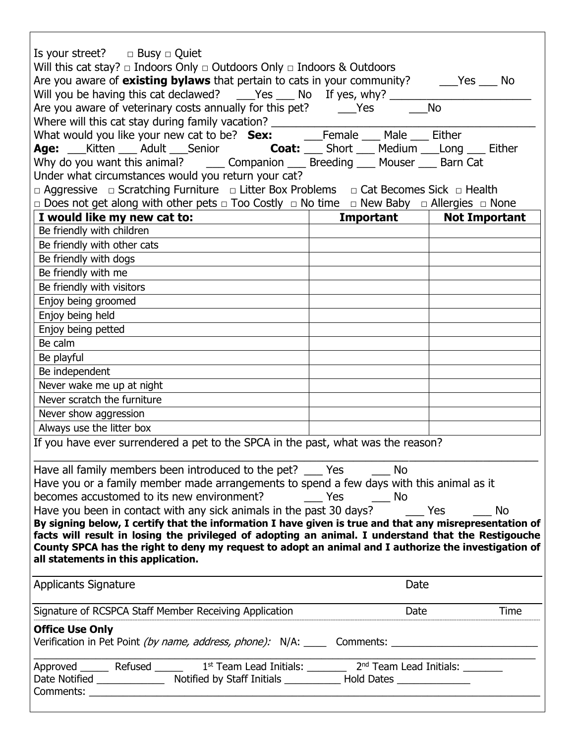Is your street? □ Busy □ Quiet

Will this cat stay? □ Indoors Only □ Outdoors Only □ Indoors & Outdoors

Are you aware of **existing bylaws** that pertain to cats in your community? ___Yes ___ No

Will you be having this cat declawed? ___Yes ___ No If yes, why? ________________________

Are you aware of veterinary costs annually for this pet? ___Yes ___No

Where will this cat stay during family vacation? ____________________________________________

What would you like your new cat to be? **Sex:** ___Female ___ Male ___ Either

**Age:** ___Kitten ___ Adult ___Senior **Coat:** ___ Short ___ Medium ___Long ___ Either

Why do you want this animal? ___ Companion ___ Breeding ___ Mouser ___ Barn Cat

Under what circumstances would you return your cat?

□ Aggressive □ Scratching Furniture □ Litter Box Problems □ Cat Becomes Sick □ Health

□ Does not get along with other pets □ Too Costly □ No time □ New Baby □ Allergies □ None

| I would like my new cat to: | Important | Not Important |
|---|---|---|
| Be friendly with children | | |
| Be friendly with other cats | | |
| Be friendly with dogs | | |
| Be friendly with me | | |
| Be friendly with visitors | | |
| Enjoy being groomed | | |
| Enjoy being held | | |
| Enjoy being petted | | |
| Be calm | | |
| Be playful | | |
| Be independent | | |
| Never wake me up at night | | |
| Never scratch the furniture | | |
| Never show aggression | | |
| Always use the litter box | | |

If you have ever surrendered a pet to the SPCA in the past, what was the reason?

_______________________________________________________________________________

Have all family members been introduced to the pet? ___ Yes ___ No

Have you or a family member made arrangements to spend a few days with this animal as it becomes accustomed to its new environment? ___ Yes ___ No

Have you been in contact with any sick animals in the past 30 days? ___ Yes ___ No

**By signing below, I certify that the information I have given is true and that any misrepresentation of facts will result in losing the privileged of adopting an animal. I understand that the Restigouche County SPCA has the right to deny my request to adopt an animal and I authorize the investigation of all statements in this application.**

Applicants Signature Date

Signature of RCSPCA Staff Member Receiving Application Date Time

**Office Use Only**

Verification in Pet Point *(by name, address, phone):* N/A: ____ Comments: __________________________

_______________________________________________________________________________

Approved _____ Refused _____ 1st Team Lead Initials: _______ 2nd Team Lead Initials: _______

Date Notified ____________ Notified by Staff Initials __________ Hold Dates _____________

Comments: _____________________________________________________________________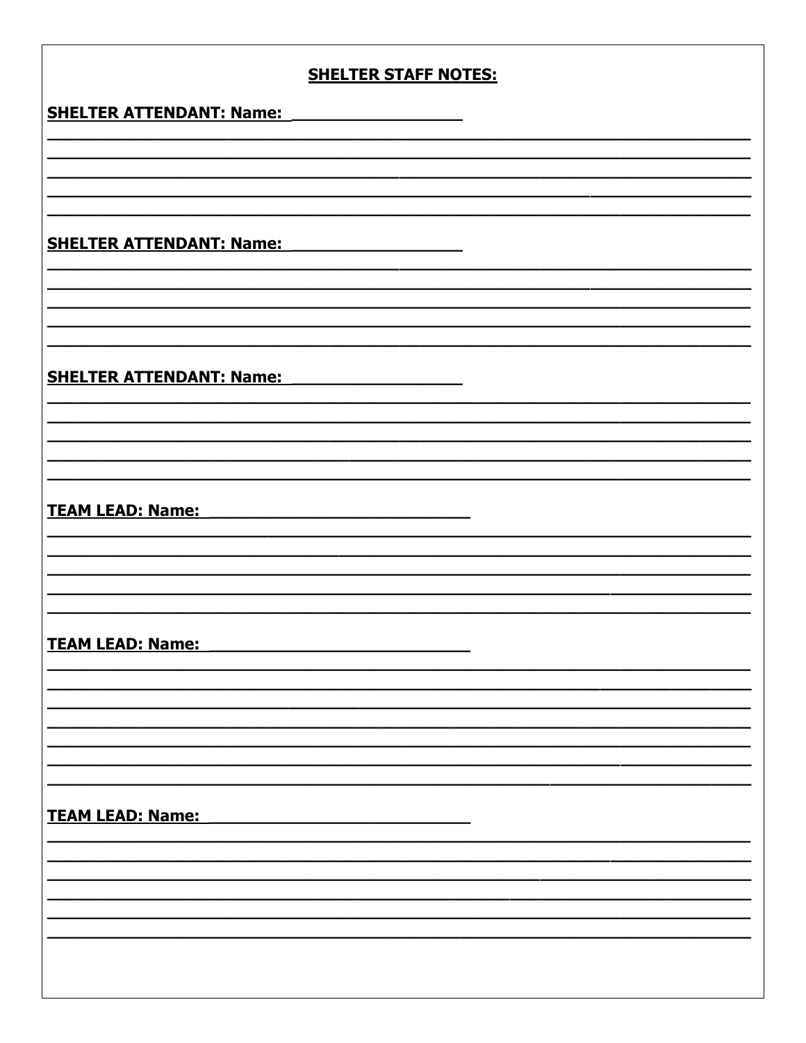## SHELTER STAFF NOTES:

**SHELTER ATTENDANT: Name: ____________________**

______________________________________________________________________________
______________________________________________________________________________
______________________________________________________________________________
______________________________________________________________________________
______________________________________________________________________________

**SHELTER ATTENDANT: Name: ____________________**

______________________________________________________________________________
______________________________________________________________________________
______________________________________________________________________________
______________________________________________________________________________
______________________________________________________________________________

**SHELTER ATTENDANT: Name: ____________________**

______________________________________________________________________________
______________________________________________________________________________
______________________________________________________________________________
______________________________________________________________________________
______________________________________________________________________________

**TEAM LEAD: Name: ______________________________**

______________________________________________________________________________
______________________________________________________________________________
______________________________________________________________________________
______________________________________________________________________________
______________________________________________________________________________

**TEAM LEAD: Name: ______________________________**

______________________________________________________________________________
______________________________________________________________________________
______________________________________________________________________________
______________________________________________________________________________
______________________________________________________________________________
______________________________________________________________________________
______________________________________________________________________________

**TEAM LEAD: Name: ______________________________**

______________________________________________________________________________
______________________________________________________________________________
______________________________________________________________________________
______________________________________________________________________________
______________________________________________________________________________
______________________________________________________________________________